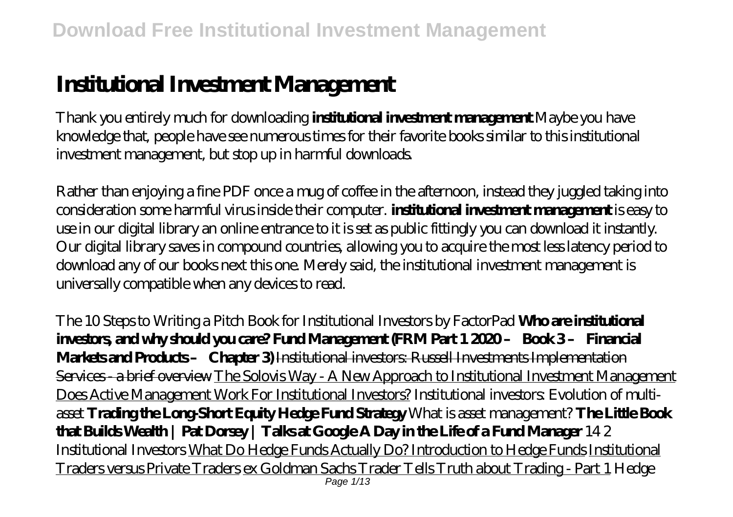# Institutional Investment Management

Thank you entirely much for downloading **institutional investment management**.Maybe you have knowledge that, people have see numerous times for their favorite books similar to this institutional investment management, but stop up in harmful downloads.

Rather than enjoying a fine PDF once a mug of coffee in the afternoon, instead they juggled taking into consideration some harmful virus inside their computer. **institutional investment management** is easy to use in our digital library an online entrance to it is set as public fittingly you can download it instantly. Our digital library saves in compound countries, allowing you to acquire the most less latency period to download any of our books next this one. Merely said, the institutional investment management is universally compatible when any devices to read.

*The 10 Steps to Writing a Pitch Book for Institutional Investors by FactorPad* **Who are institutional investors, and why should you care? Fund Management (FRM Part 1 2020 – Book 3 – Financial Markets and Products – Chapter 3)** Institutional investors: Russell Investments Implementation Services - a brief overview The Solovis Way - A New Approach to Institutional Investment Management Does Active Management Work For Institutional Investors? *Institutional investors: Evolution of multi-asset* **Trading the Long-Short Equity Hedge Fund Strategy** *What is asset management?* **The Little Book that Builds Wealth | Pat Dorsey | Talks at Google A Day in the Life of a Fund Manager** *14 2 Institutional Investors* What Do Hedge Funds Actually Do? Introduction to Hedge Funds Institutional Traders versus Private Traders ex Goldman Sachs Trader Tells Truth about Trading - Part 1 *Hedge*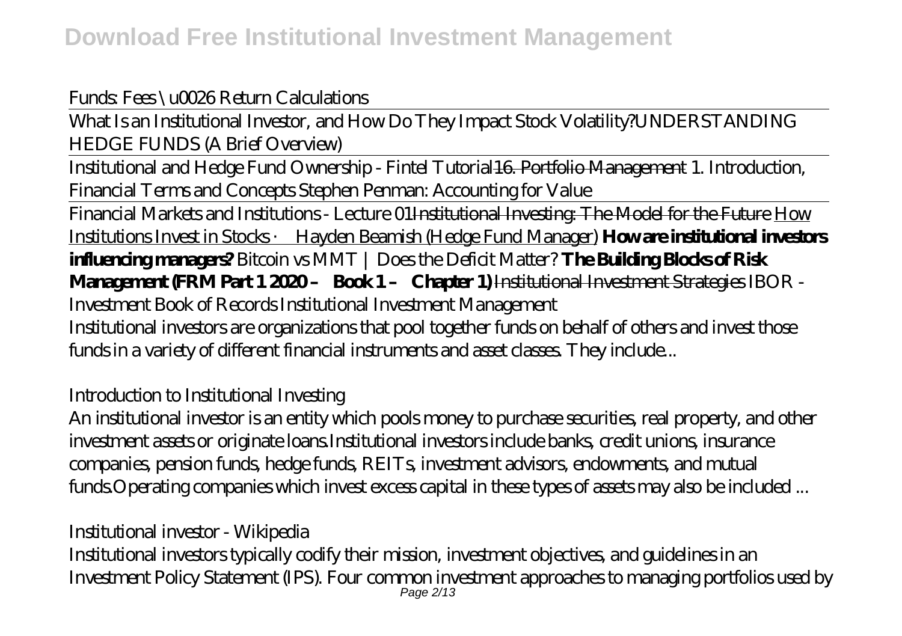*Funds: Fees \u0026 Return Calculations*

What Is an Institutional Investor, and How Do They Impact Stock Volatility?UNDERSTANDING HEDGE FUNDS (A Brief Overview)

Institutional and Hedge Fund Ownership - Fintel Tutorial~~16. Portfolio Management~~ *1. Introduction, Financial Terms and Concepts* *Stephen Penman: Accounting for Value*

Financial Markets and Institutions - Lecture 01~~Institutional Investing: The Model for the Future~~ How Institutions Invest in Stocks · Hayden Beamish (Hedge Fund Manager) **How are institutional investors influencing managers?** *Bitcoin vs MMT | Does the Deficit Matter?* **The Building Blocks of Risk Management (FRM Part 1 2020 – Book 1 – Chapter 1)** ~~Institutional Investment Strategies~~ *IBOR - Investment Book of Records Institutional Investment Management*

Institutional investors are organizations that pool together funds on behalf of others and invest those funds in a variety of different financial instruments and asset classes. They include...

*Introduction to Institutional Investing*

An institutional investor is an entity which pools money to purchase securities, real property, and other investment assets or originate loans.Institutional investors include banks, credit unions, insurance companies, pension funds, hedge funds, REITs, investment advisors, endowments, and mutual funds.Operating companies which invest excess capital in these types of assets may also be included ...

*Institutional investor - Wikipedia*

Institutional investors typically codify their mission, investment objectives, and guidelines in an Investment Policy Statement (IPS). Four common investment approaches to managing portfolios used by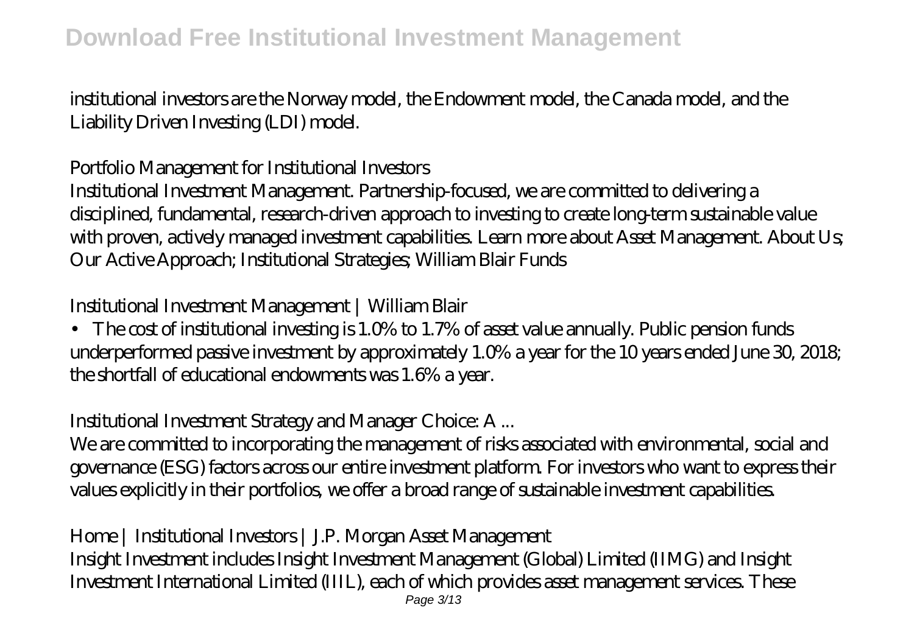institutional investors are the Norway model, the Endowment model, the Canada model, and the Liability Driven Investing (LDI) model.

## Portfolio Management for Institutional Investors

Institutional Investment Management. Partnership-focused, we are committed to delivering a disciplined, fundamental, research-driven approach to investing to create long-term sustainable value with proven, actively managed investment capabilities. Learn more about Asset Management. About Us; Our Active Approach; Institutional Strategies; William Blair Funds

## Institutional Investment Management | William Blair

• The cost of institutional investing is 1.0% to 1.7% of asset value annually. Public pension funds underperformed passive investment by approximately 1.0% a year for the 10 years ended June 30, 2018; the shortfall of educational endowments was 1.6% a year.

## Institutional Investment Strategy and Manager Choice: A ...

We are committed to incorporating the management of risks associated with environmental, social and governance (ESG) factors across our entire investment platform. For investors who want to express their values explicitly in their portfolios, we offer a broad range of sustainable investment capabilities.

## Home | Institutional Investors | J.P. Morgan Asset Management

Insight Investment includes Insight Investment Management (Global) Limited (IIMG) and Insight Investment International Limited (IIIL), each of which provides asset management services. These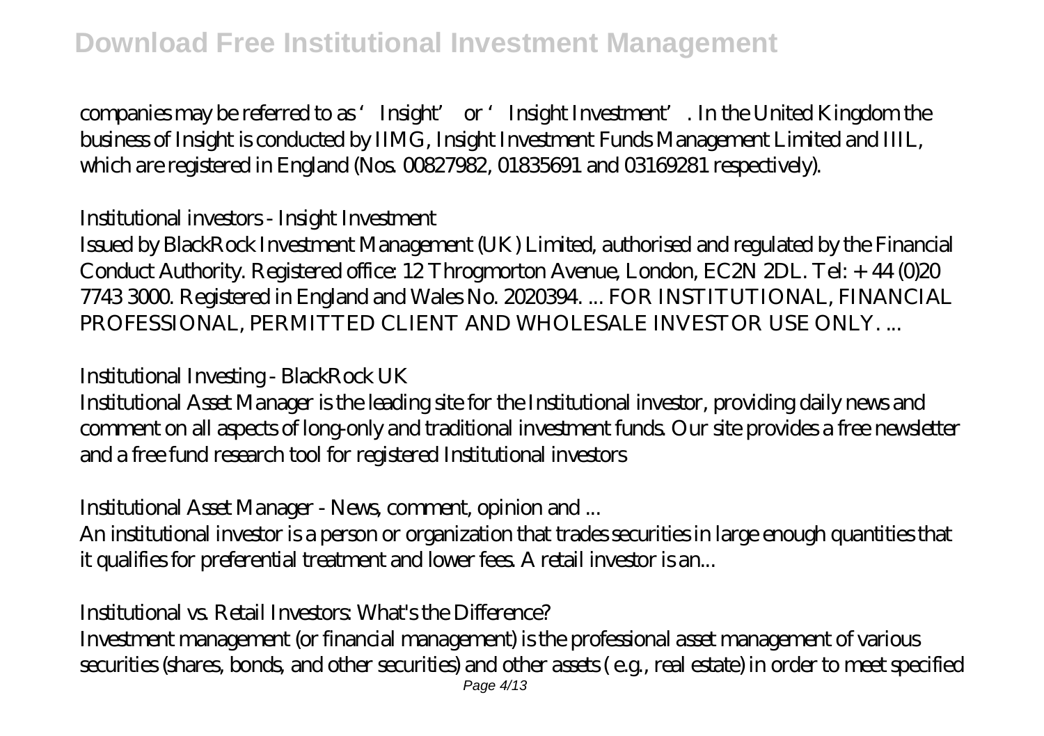companies may be referred to as 'Insight' or 'Insight Investment'. In the United Kingdom the business of Insight is conducted by IIMG, Insight Investment Funds Management Limited and IIIL, which are registered in England (Nos. 00827982, 01835691 and 03169281 respectively).

*Institutional investors - Insight Investment*

Issued by BlackRock Investment Management (UK) Limited, authorised and regulated by the Financial Conduct Authority. Registered office: 12 Throgmorton Avenue, London, EC2N 2DL. Tel: + 44 (0)20 7743 3000. Registered in England and Wales No. 2020394. ... FOR INSTITUTIONAL, FINANCIAL PROFESSIONAL, PERMITTED CLIENT AND WHOLESALE INVESTOR USE ONLY. ...

*Institutional Investing - BlackRock UK*

Institutional Asset Manager is the leading site for the Institutional investor, providing daily news and comment on all aspects of long-only and traditional investment funds. Our site provides a free newsletter and a free fund research tool for registered Institutional investors

*Institutional Asset Manager - News, comment, opinion and ...*

An institutional investor is a person or organization that trades securities in large enough quantities that it qualifies for preferential treatment and lower fees. A retail investor is an...

*Institutional vs. Retail Investors: What's the Difference?*

Investment management (or financial management) is the professional asset management of various securities (shares, bonds, and other securities) and other assets ( e.g., real estate) in order to meet specified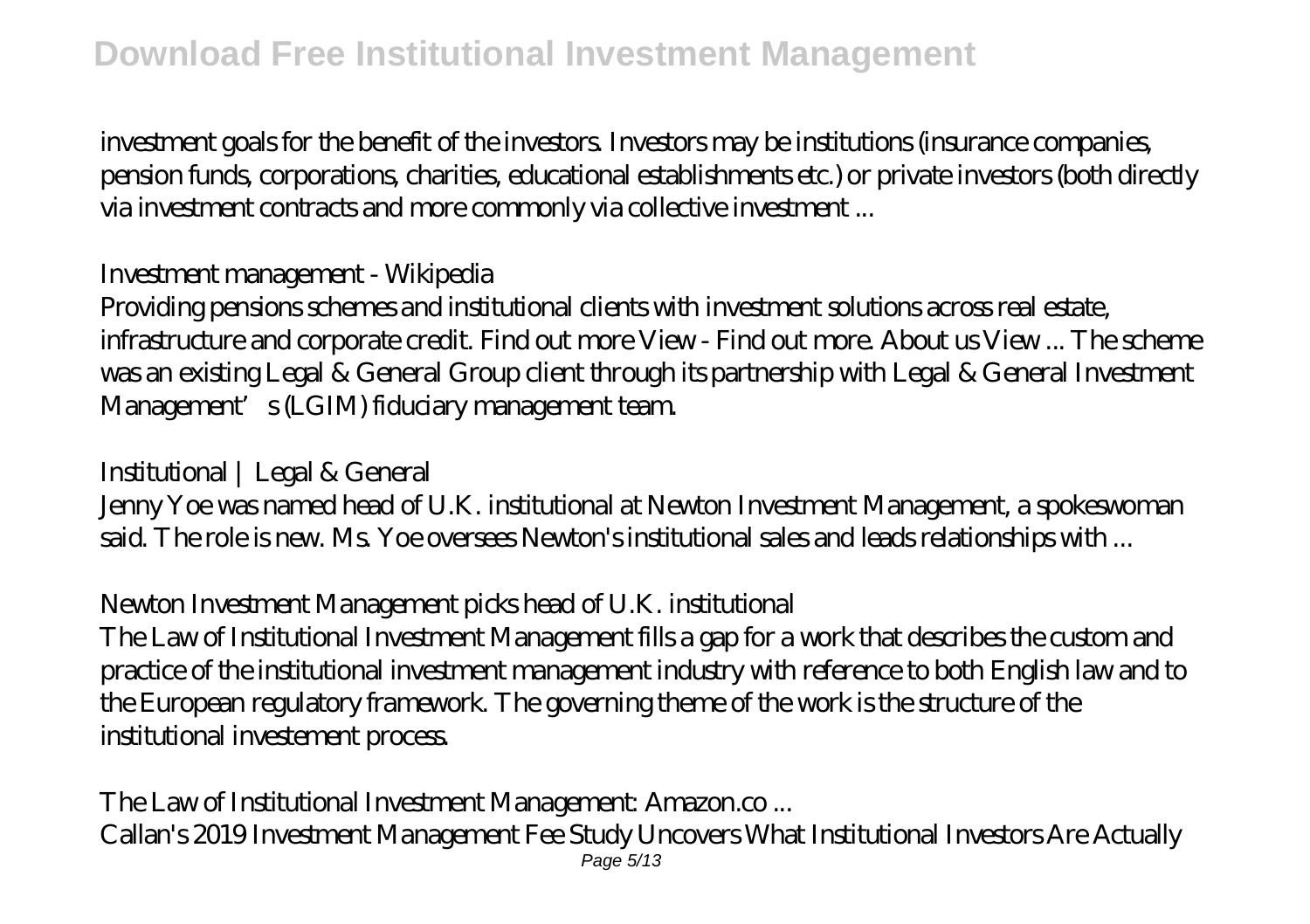investment goals for the benefit of the investors. Investors may be institutions (insurance companies, pension funds, corporations, charities, educational establishments etc.) or private investors (both directly via investment contracts and more commonly via collective investment ...

*Investment management - Wikipedia*

Providing pensions schemes and institutional clients with investment solutions across real estate, infrastructure and corporate credit. Find out more View - Find out more. About us View ... The scheme was an existing Legal & General Group client through its partnership with Legal & General Investment Management's (LGIM) fiduciary management team.

*Institutional | Legal & General*

Jenny Yoe was named head of U.K. institutional at Newton Investment Management, a spokeswoman said. The role is new. Ms. Yoe oversees Newton's institutional sales and leads relationships with ...

*Newton Investment Management picks head of U.K. institutional*

The Law of Institutional Investment Management fills a gap for a work that describes the custom and practice of the institutional investment management industry with reference to both English law and to the European regulatory framework. The governing theme of the work is the structure of the institutional investement process.

*The Law of Institutional Investment Management: Amazon.co ...*

Callan's 2019 Investment Management Fee Study Uncovers What Institutional Investors Are Actually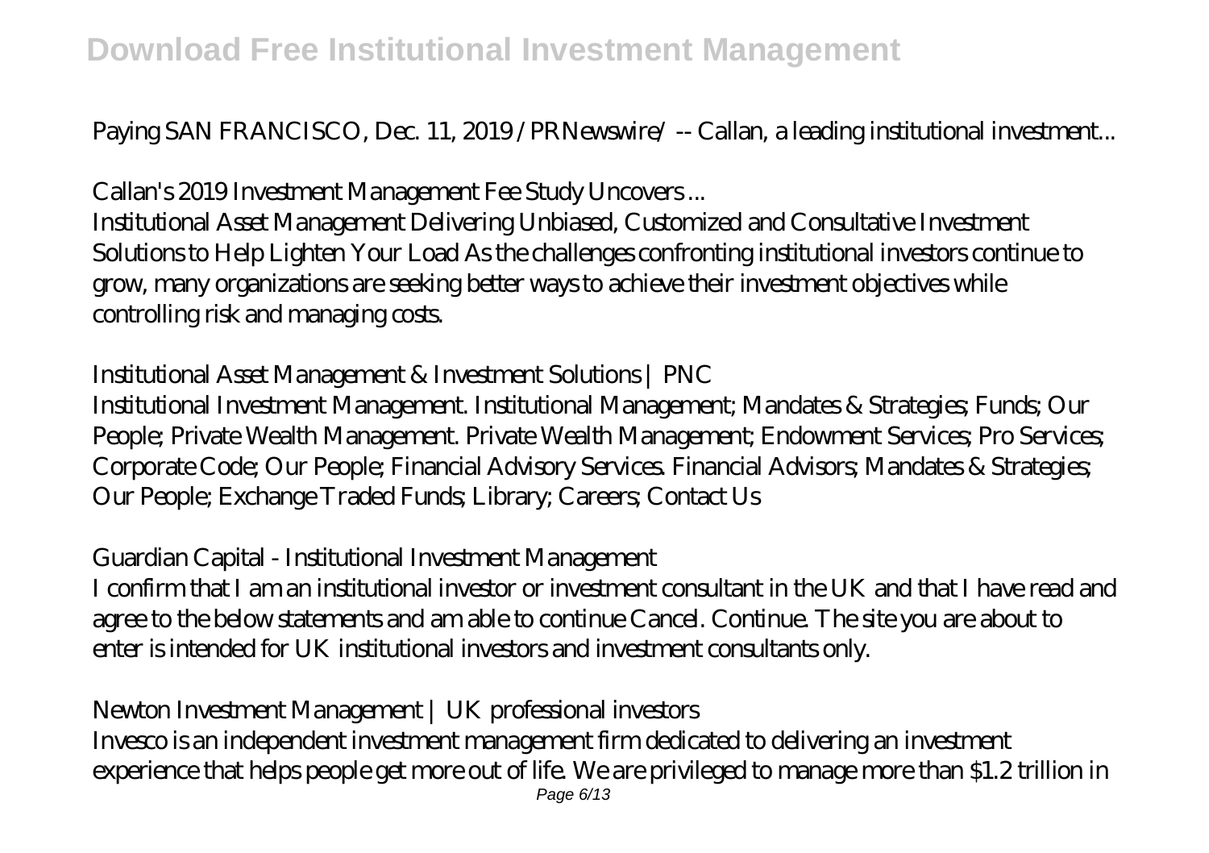Paying SAN FRANCISCO, Dec. 11, 2019 /PRNewswire/ -- Callan, a leading institutional investment...

*Callan's 2019 Investment Management Fee Study Uncovers ...*

Institutional Asset Management Delivering Unbiased, Customized and Consultative Investment Solutions to Help Lighten Your Load As the challenges confronting institutional investors continue to grow, many organizations are seeking better ways to achieve their investment objectives while controlling risk and managing costs.

*Institutional Asset Management & Investment Solutions | PNC*

Institutional Investment Management. Institutional Management; Mandates & Strategies; Funds; Our People; Private Wealth Management. Private Wealth Management; Endowment Services; Pro Services; Corporate Code; Our People; Financial Advisory Services. Financial Advisors; Mandates & Strategies; Our People; Exchange Traded Funds; Library; Careers; Contact Us

*Guardian Capital - Institutional Investment Management*

I confirm that I am an institutional investor or investment consultant in the UK and that I have read and agree to the below statements and am able to continue Cancel. Continue. The site you are about to enter is intended for UK institutional investors and investment consultants only.

*Newton Investment Management | UK professional investors*

Invesco is an independent investment management firm dedicated to delivering an investment experience that helps people get more out of life. We are privileged to manage more than $1.2 trillion in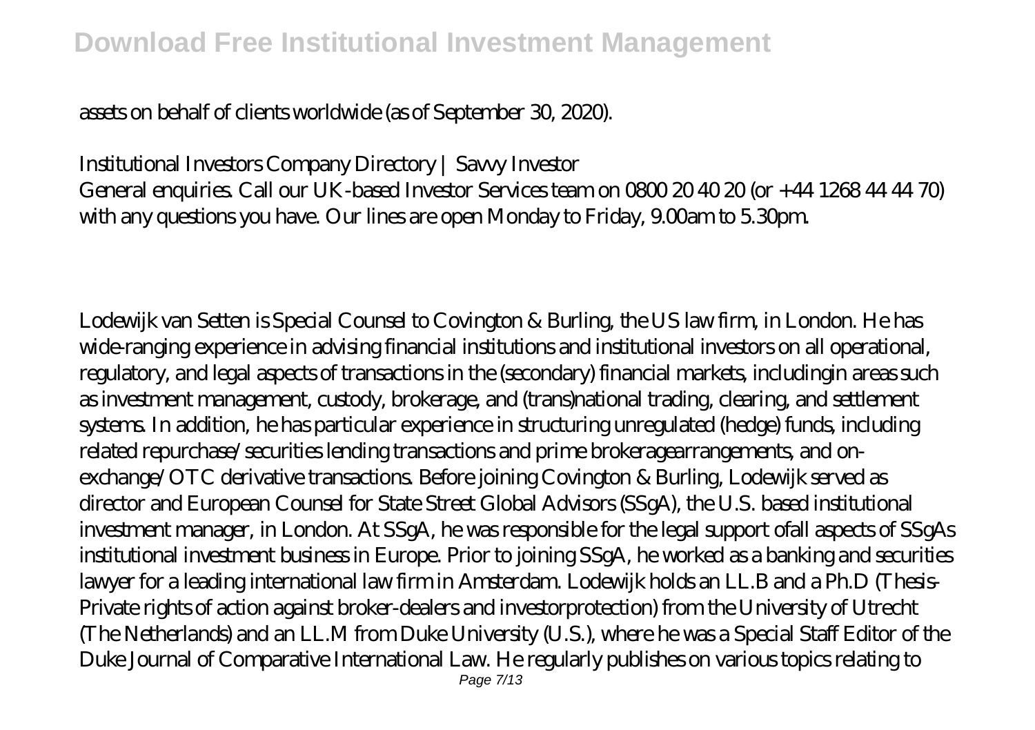assets on behalf of clients worldwide (as of September 30, 2020).

Institutional Investors Company Directory | Savvy Investor

General enquiries. Call our UK-based Investor Services team on 0800 20 40 20 (or +44 1268 44 44 70) with any questions you have. Our lines are open Monday to Friday, 9.00am to 5.30pm.

Lodewijk van Setten is Special Counsel to Covington & Burling, the US law firm, in London. He has wide-ranging experience in advising financial institutions and institutional investors on all operational, regulatory, and legal aspects of transactions in the (secondary) financial markets, includingin areas such as investment management, custody, brokerage, and (trans)national trading, clearing, and settlement systems. In addition, he has particular experience in structuring unregulated (hedge) funds, including related repurchase/securities lending transactions and prime brokeragearrangements, and on-exchange/OTC derivative transactions. Before joining Covington & Burling, Lodewijk served as director and European Counsel for State Street Global Advisors (SSgA), the U.S. based institutional investment manager, in London. At SSgA, he was responsible for the legal support ofall aspects of SSgAs institutional investment business in Europe. Prior to joining SSgA, he worked as a banking and securities lawyer for a leading international law firm in Amsterdam. Lodewijk holds an LL.B and a Ph.D (Thesis-Private rights of action against broker-dealers and investorprotection) from the University of Utrecht (The Netherlands) and an LL.M from Duke University (U.S.), where he was a Special Staff Editor of the Duke Journal of Comparative International Law. He regularly publishes on various topics relating to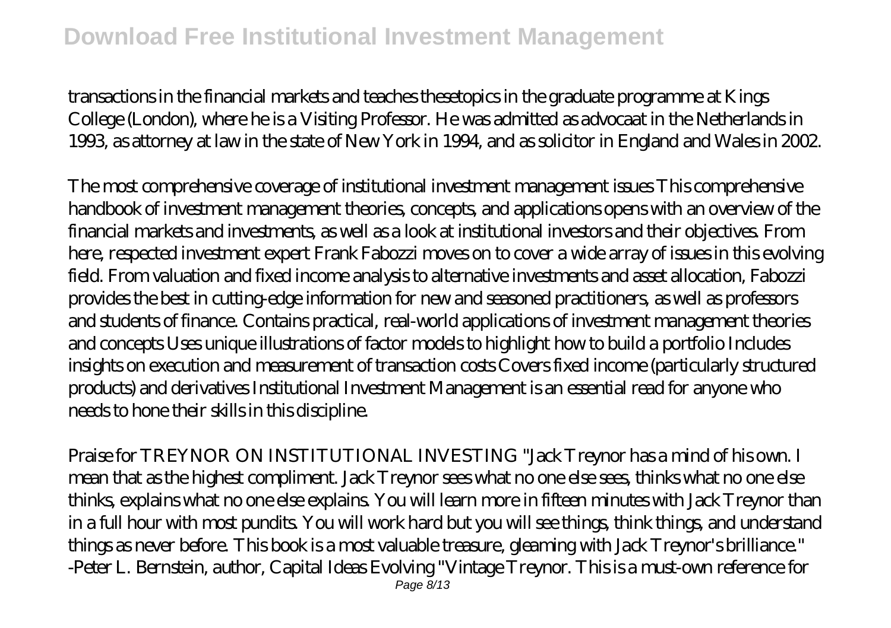transactions in the financial markets and teaches thesetopics in the graduate programme at Kings College (London), where he is a Visiting Professor. He was admitted as advocaat in the Netherlands in 1993, as attorney at law in the state of New York in 1994, and as solicitor in England and Wales in 2002.

The most comprehensive coverage of institutional investment management issues This comprehensive handbook of investment management theories, concepts, and applications opens with an overview of the financial markets and investments, as well as a look at institutional investors and their objectives. From here, respected investment expert Frank Fabozzi moves on to cover a wide array of issues in this evolving field. From valuation and fixed income analysis to alternative investments and asset allocation, Fabozzi provides the best in cutting-edge information for new and seasoned practitioners, as well as professors and students of finance. Contains practical, real-world applications of investment management theories and concepts Uses unique illustrations of factor models to highlight how to build a portfolio Includes insights on execution and measurement of transaction costs Covers fixed income (particularly structured products) and derivatives Institutional Investment Management is an essential read for anyone who needs to hone their skills in this discipline.

Praise for TREYNOR ON INSTITUTIONAL INVESTING "Jack Treynor has a mind of his own. I mean that as the highest compliment. Jack Treynor sees what no one else sees, thinks what no one else thinks, explains what no one else explains. You will learn more in fifteen minutes with Jack Treynor than in a full hour with most pundits. You will work hard but you will see things, think things, and understand things as never before. This book is a most valuable treasure, gleaming with Jack Treynor's brilliance." -Peter L. Bernstein, author, Capital Ideas Evolving "Vintage Treynor. This is a must-own reference for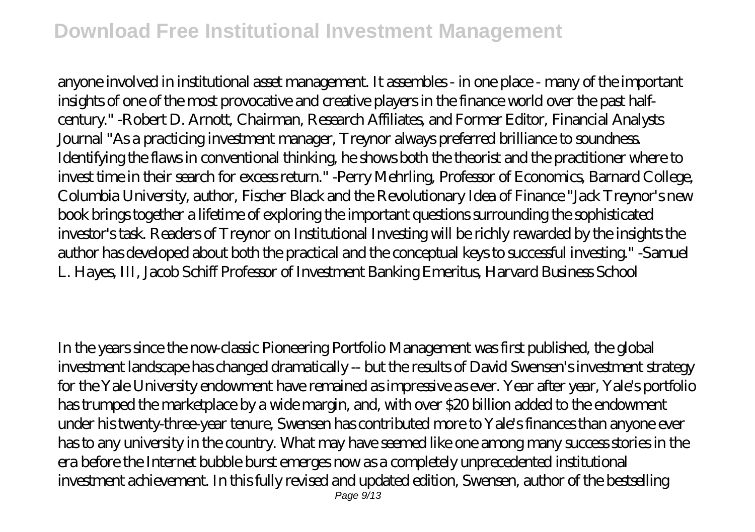anyone involved in institutional asset management. It assembles - in one place - many of the important insights of one of the most provocative and creative players in the finance world over the past half-century." -Robert D. Arnott, Chairman, Research Affiliates, and Former Editor, Financial Analysts Journal "As a practicing investment manager, Treynor always preferred brilliance to soundness. Identifying the flaws in conventional thinking, he shows both the theorist and the practitioner where to invest time in their search for excess return." -Perry Mehrling, Professor of Economics, Barnard College, Columbia University, author, Fischer Black and the Revolutionary Idea of Finance "Jack Treynor's new book brings together a lifetime of exploring the important questions surrounding the sophisticated investor's task. Readers of Treynor on Institutional Investing will be richly rewarded by the insights the author has developed about both the practical and the conceptual keys to successful investing." -Samuel L. Hayes, III, Jacob Schiff Professor of Investment Banking Emeritus, Harvard Business School

In the years since the now-classic Pioneering Portfolio Management was first published, the global investment landscape has changed dramatically -- but the results of David Swensen's investment strategy for the Yale University endowment have remained as impressive as ever. Year after year, Yale's portfolio has trumped the marketplace by a wide margin, and, with over $20 billion added to the endowment under his twenty-three-year tenure, Swensen has contributed more to Yale's finances than anyone ever has to any university in the country. What may have seemed like one among many success stories in the era before the Internet bubble burst emerges now as a completely unprecedented institutional investment achievement. In this fully revised and updated edition, Swensen, author of the bestselling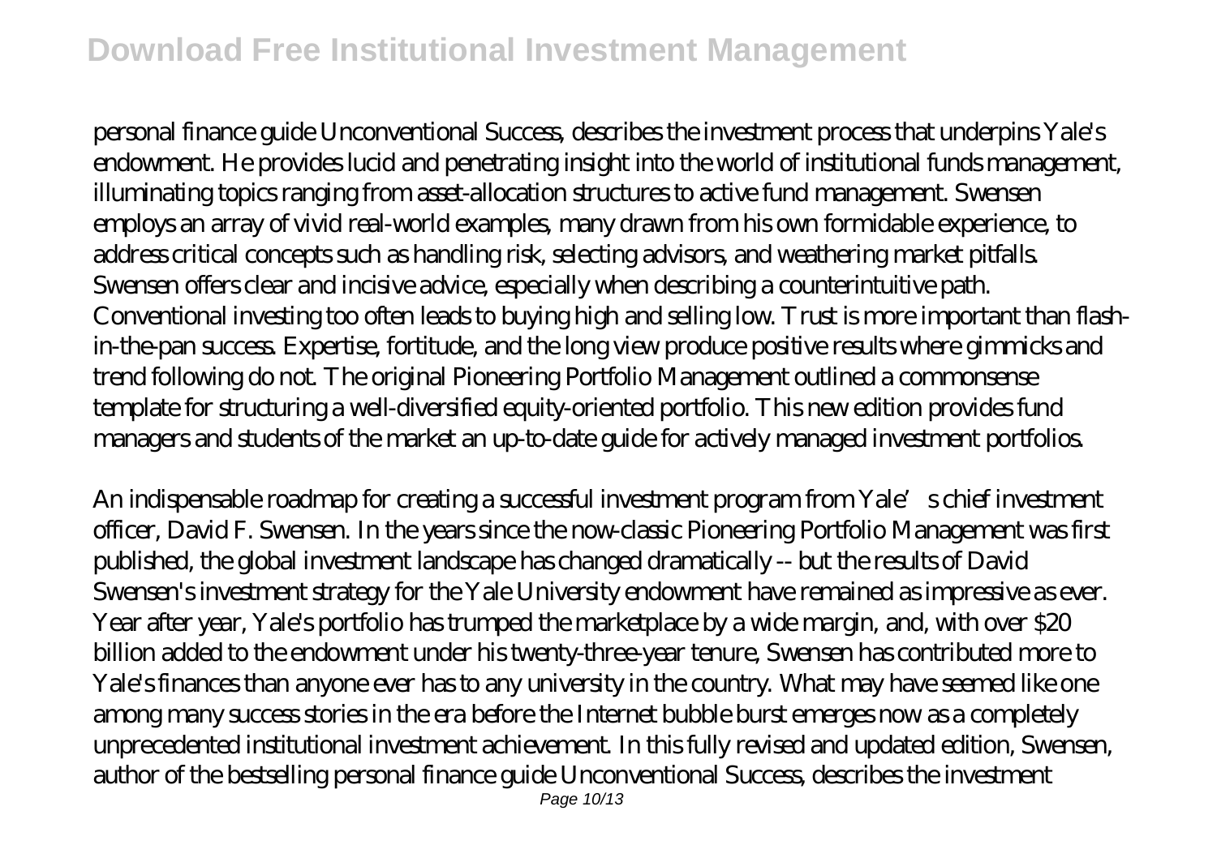personal finance guide Unconventional Success, describes the investment process that underpins Yale's endowment. He provides lucid and penetrating insight into the world of institutional funds management, illuminating topics ranging from asset-allocation structures to active fund management. Swensen employs an array of vivid real-world examples, many drawn from his own formidable experience, to address critical concepts such as handling risk, selecting advisors, and weathering market pitfalls. Swensen offers clear and incisive advice, especially when describing a counterintuitive path. Conventional investing too often leads to buying high and selling low. Trust is more important than flash-in-the-pan success. Expertise, fortitude, and the long view produce positive results where gimmicks and trend following do not. The original Pioneering Portfolio Management outlined a commonsense template for structuring a well-diversified equity-oriented portfolio. This new edition provides fund managers and students of the market an up-to-date guide for actively managed investment portfolios.

An indispensable roadmap for creating a successful investment program from Yale's chief investment officer, David F. Swensen. In the years since the now-classic Pioneering Portfolio Management was first published, the global investment landscape has changed dramatically -- but the results of David Swensen's investment strategy for the Yale University endowment have remained as impressive as ever. Year after year, Yale's portfolio has trumped the marketplace by a wide margin, and, with over $20 billion added to the endowment under his twenty-three-year tenure, Swensen has contributed more to Yale's finances than anyone ever has to any university in the country. What may have seemed like one among many success stories in the era before the Internet bubble burst emerges now as a completely unprecedented institutional investment achievement. In this fully revised and updated edition, Swensen, author of the bestselling personal finance guide Unconventional Success, describes the investment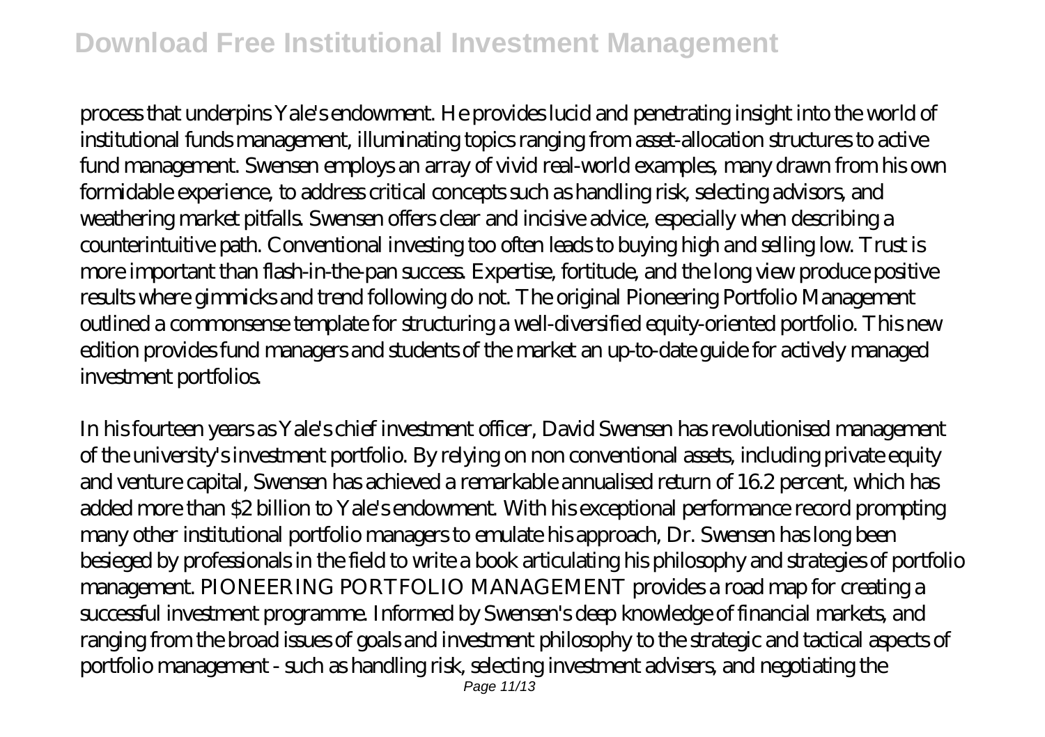process that underpins Yale's endowment. He provides lucid and penetrating insight into the world of institutional funds management, illuminating topics ranging from asset-allocation structures to active fund management. Swensen employs an array of vivid real-world examples, many drawn from his own formidable experience, to address critical concepts such as handling risk, selecting advisors, and weathering market pitfalls. Swensen offers clear and incisive advice, especially when describing a counterintuitive path. Conventional investing too often leads to buying high and selling low. Trust is more important than flash-in-the-pan success. Expertise, fortitude, and the long view produce positive results where gimmicks and trend following do not. The original Pioneering Portfolio Management outlined a commonsense template for structuring a well-diversified equity-oriented portfolio. This new edition provides fund managers and students of the market an up-to-date guide for actively managed investment portfolios.

In his fourteen years as Yale's chief investment officer, David Swensen has revolutionised management of the university's investment portfolio. By relying on non conventional assets, including private equity and venture capital, Swensen has achieved a remarkable annualised return of 16.2 percent, which has added more than $2 billion to Yale's endowment. With his exceptional performance record prompting many other institutional portfolio managers to emulate his approach, Dr. Swensen has long been besieged by professionals in the field to write a book articulating his philosophy and strategies of portfolio management. PIONEERING PORTFOLIO MANAGEMENT provides a road map for creating a successful investment programme. Informed by Swensen's deep knowledge of financial markets, and ranging from the broad issues of goals and investment philosophy to the strategic and tactical aspects of portfolio management - such as handling risk, selecting investment advisers, and negotiating the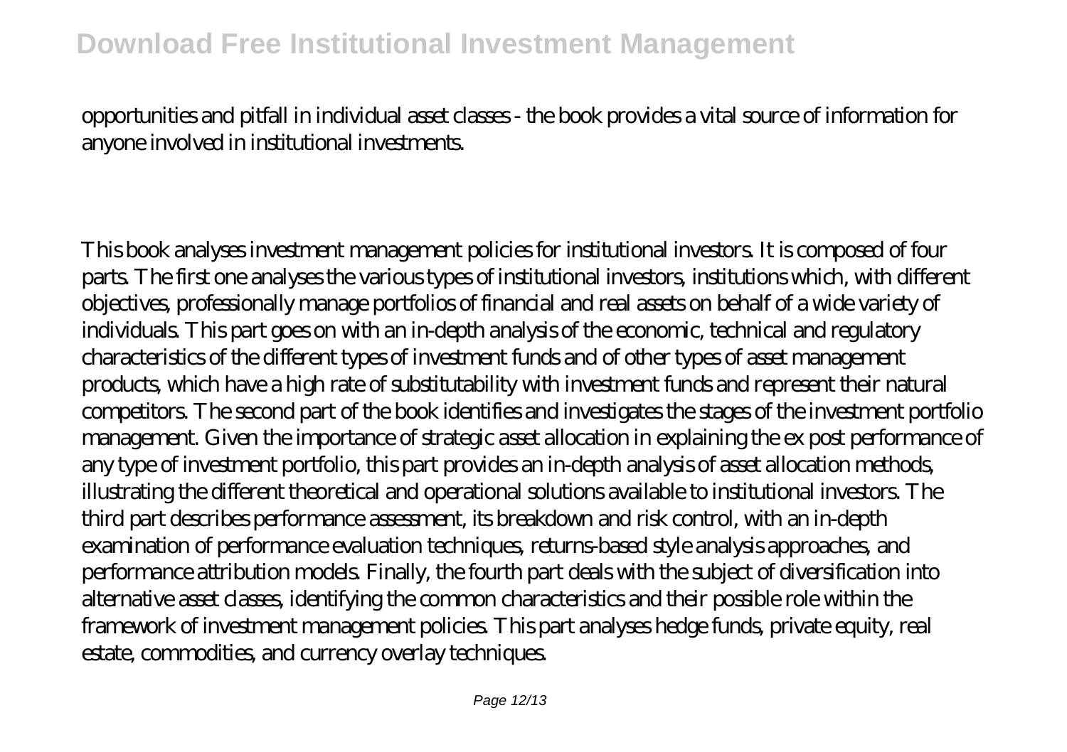opportunities and pitfall in individual asset classes - the book provides a vital source of information for anyone involved in institutional investments.

This book analyses investment management policies for institutional investors. It is composed of four parts. The first one analyses the various types of institutional investors, institutions which, with different objectives, professionally manage portfolios of financial and real assets on behalf of a wide variety of individuals. This part goes on with an in-depth analysis of the economic, technical and regulatory characteristics of the different types of investment funds and of other types of asset management products, which have a high rate of substitutability with investment funds and represent their natural competitors. The second part of the book identifies and investigates the stages of the investment portfolio management. Given the importance of strategic asset allocation in explaining the ex post performance of any type of investment portfolio, this part provides an in-depth analysis of asset allocation methods, illustrating the different theoretical and operational solutions available to institutional investors. The third part describes performance assessment, its breakdown and risk control, with an in-depth examination of performance evaluation techniques, returns-based style analysis approaches, and performance attribution models. Finally, the fourth part deals with the subject of diversification into alternative asset classes, identifying the common characteristics and their possible role within the framework of investment management policies. This part analyses hedge funds, private equity, real estate, commodities, and currency overlay techniques.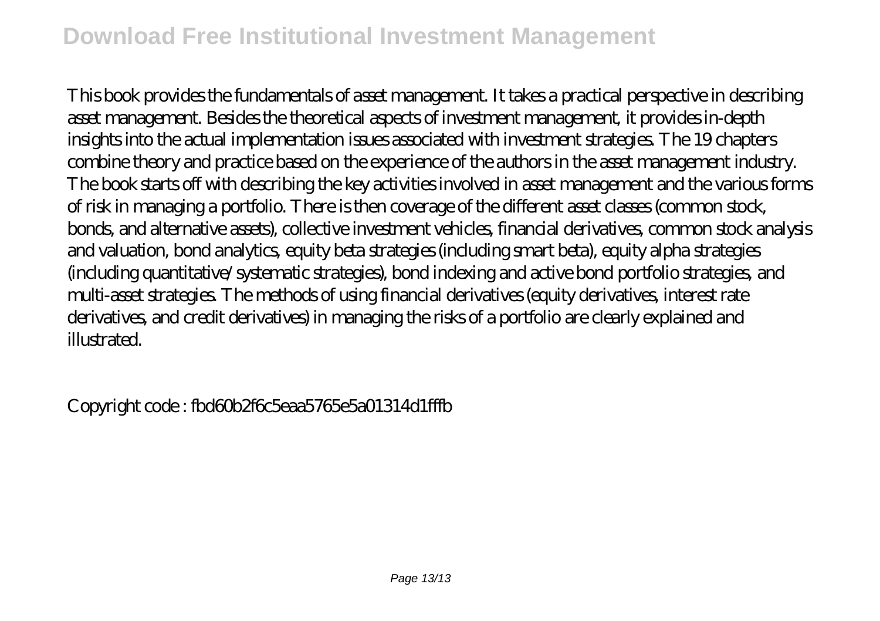This book provides the fundamentals of asset management. It takes a practical perspective in describing asset management. Besides the theoretical aspects of investment management, it provides in-depth insights into the actual implementation issues associated with investment strategies. The 19 chapters combine theory and practice based on the experience of the authors in the asset management industry. The book starts off with describing the key activities involved in asset management and the various forms of risk in managing a portfolio. There is then coverage of the different asset classes (common stock, bonds, and alternative assets), collective investment vehicles, financial derivatives, common stock analysis and valuation, bond analytics, equity beta strategies (including smart beta), equity alpha strategies (including quantitative/systematic strategies), bond indexing and active bond portfolio strategies, and multi-asset strategies. The methods of using financial derivatives (equity derivatives, interest rate derivatives, and credit derivatives) in managing the risks of a portfolio are clearly explained and illustrated.

Copyright code : fbd60b2f6c5eaa5765e5a01314d1fffb